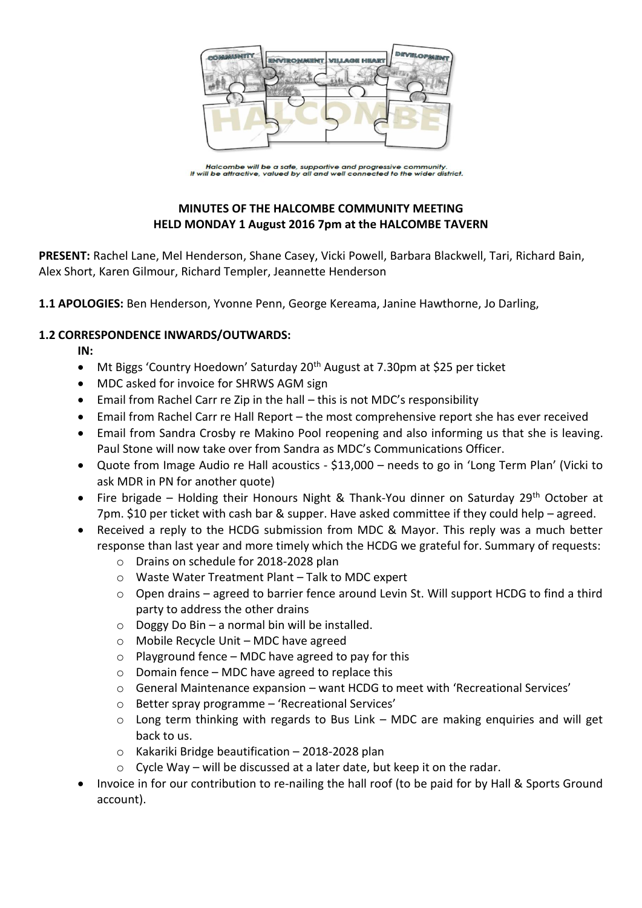Halcombe will be a safe, supportive and progressive community.
It will be attractive, valued by all and well connected to the wider district.

**MINUTES OF THE HALCOMBE COMMUNITY MEETING**
**HELD MONDAY 1 August 2016 7pm at the HALCOMBE TAVERN**

**PRESENT:** Rachel Lane, Mel Henderson, Shane Casey, Vicki Powell, Barbara Blackwell, Tari, Richard Bain, Alex Short, Karen Gilmour, Richard Templer, Jeannette Henderson

**1.1 APOLOGIES:** Ben Henderson, Yvonne Penn, George Kereama, Janine Hawthorne, Jo Darling,

**1.2 CORRESPONDENCE INWARDS/OUTWARDS:**

**IN:**

- Mt Biggs 'Country Hoedown' Saturday 20th August at 7.30pm at $25 per ticket
- MDC asked for invoice for SHRWS AGM sign
- Email from Rachel Carr re Zip in the hall – this is not MDC's responsibility
- Email from Rachel Carr re Hall Report – the most comprehensive report she has ever received
- Email from Sandra Crosby re Makino Pool reopening and also informing us that she is leaving. Paul Stone will now take over from Sandra as MDC's Communications Officer.
- Quote from Image Audio re Hall acoustics - $13,000 – needs to go in 'Long Term Plan' (Vicki to ask MDR in PN for another quote)
- Fire brigade – Holding their Honours Night & Thank-You dinner on Saturday 29th October at 7pm. $10 per ticket with cash bar & supper. Have asked committee if they could help – agreed.
- Received a reply to the HCDG submission from MDC & Mayor. This reply was a much better response than last year and more timely which the HCDG we grateful for. Summary of requests:
    - Drains on schedule for 2018-2028 plan
    - Waste Water Treatment Plant – Talk to MDC expert
    - Open drains – agreed to barrier fence around Levin St. Will support HCDG to find a third party to address the other drains
    - Doggy Do Bin – a normal bin will be installed.
    - Mobile Recycle Unit – MDC have agreed
    - Playground fence – MDC have agreed to pay for this
    - Domain fence – MDC have agreed to replace this
    - General Maintenance expansion – want HCDG to meet with 'Recreational Services'
    - Better spray programme – 'Recreational Services'
    - Long term thinking with regards to Bus Link – MDC are making enquiries and will get back to us.
    - Kakariki Bridge beautification – 2018-2028 plan
    - Cycle Way – will be discussed at a later date, but keep it on the radar.
- Invoice in for our contribution to re-nailing the hall roof (to be paid for by Hall & Sports Ground account).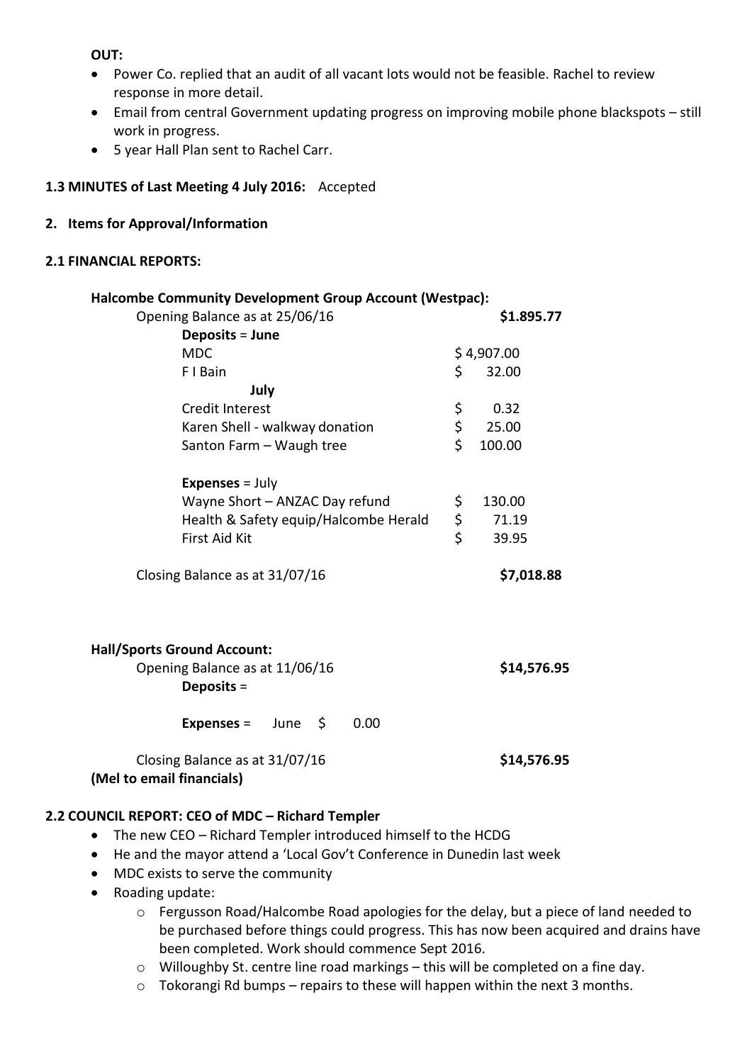**OUT:**

- Power Co. replied that an audit of all vacant lots would not be feasible. Rachel to review response in more detail.
- Email from central Government updating progress on improving mobile phone blackspots – still work in progress.
- 5 year Hall Plan sent to Rachel Carr.

**1.3 MINUTES of Last Meeting 4 July 2016:** Accepted

**2. Items for Approval/Information**

**2.1 FINANCIAL REPORTS:**

**Halcombe Community Development Group Account (Westpac):**

| | |
|---|---|
| Opening Balance as at 25/06/16 | **$1.895.77** |
| **Deposits** = **June** | |
| MDC | $ 4,907.00 |
| F I Bain | $ 32.00 |
| **July** | |
| Credit Interest | $ 0.32 |
| Karen Shell - walkway donation | $ 25.00 |
| Santon Farm – Waugh tree | $ 100.00 |
| **Expenses** = July | |
| Wayne Short – ANZAC Day refund | $ 130.00 |
| Health & Safety equip/Halcombe Herald | $ 71.19 |
| First Aid Kit | $ 39.95 |
| Closing Balance as at 31/07/16 | **$7,018.88** |

**Hall/Sports Ground Account:**

| | |
|---|---|
| Opening Balance as at 11/06/16 | **$14,576.95** |
| **Deposits** = | |
| **Expenses** = June $ 0.00 | |
| Closing Balance as at 31/07/16 | **$14,576.95** |

**(Mel to email financials)**

**2.2 COUNCIL REPORT: CEO of MDC – Richard Templer**

- The new CEO – Richard Templer introduced himself to the HCDG
- He and the mayor attend a 'Local Gov't Conference in Dunedin last week
- MDC exists to serve the community
- Roading update:
  - Fergusson Road/Halcombe Road apologies for the delay, but a piece of land needed to be purchased before things could progress. This has now been acquired and drains have been completed. Work should commence Sept 2016.
  - Willoughby St. centre line road markings – this will be completed on a fine day.
  - Tokorangi Rd bumps – repairs to these will happen within the next 3 months.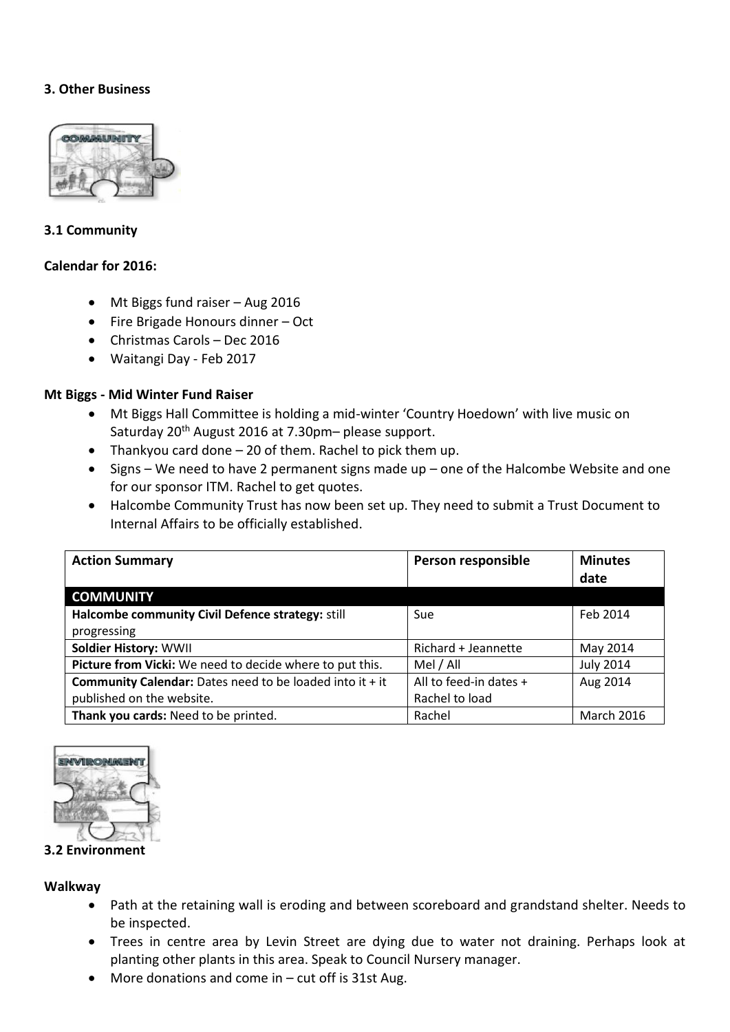### 3. Other Business

### 3.1 Community

**Calendar for 2016:**

- Mt Biggs fund raiser – Aug 2016
- Fire Brigade Honours dinner – Oct
- Christmas Carols – Dec 2016
- Waitangi Day - Feb 2017

**Mt Biggs - Mid Winter Fund Raiser**

- Mt Biggs Hall Committee is holding a mid-winter 'Country Hoedown' with live music on Saturday 20th August 2016 at 7.30pm– please support.
- Thankyou card done – 20 of them. Rachel to pick them up.
- Signs – We need to have 2 permanent signs made up – one of the Halcombe Website and one for our sponsor ITM. Rachel to get quotes.
- Halcombe Community Trust has now been set up. They need to submit a Trust Document to Internal Affairs to be officially established.

| Action Summary | Person responsible | Minutes date |
|---|---|---|
| **COMMUNITY** | | |
| **Halcombe community Civil Defence strategy:** still progressing | Sue | Feb 2014 |
| **Soldier History:** WWII | Richard + Jeannette | May 2014 |
| **Picture from Vicki:** We need to decide where to put this. | Mel / All | July 2014 |
| **Community Calendar:** Dates need to be loaded into it + it published on the website. | All to feed-in dates + Rachel to load | Aug 2014 |
| **Thank you cards:** Need to be printed. | Rachel | March 2016 |

### 3.2 Environment

**Walkway**

- Path at the retaining wall is eroding and between scoreboard and grandstand shelter. Needs to be inspected.
- Trees in centre area by Levin Street are dying due to water not draining. Perhaps look at planting other plants in this area. Speak to Council Nursery manager.
- More donations and come in – cut off is 31st Aug.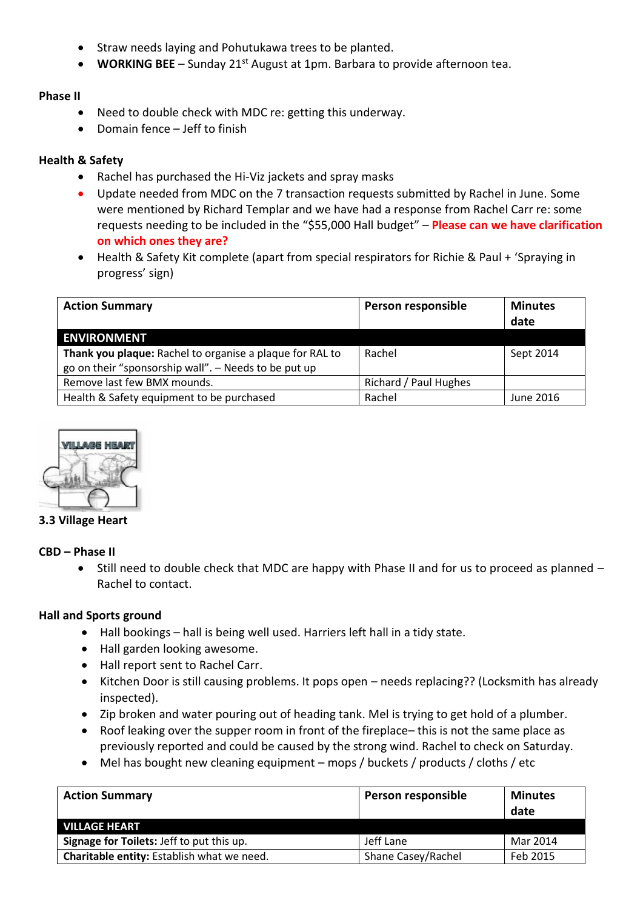- Straw needs laying and Pohutukawa trees to be planted.
- **WORKING BEE** – Sunday 21st August at 1pm. Barbara to provide afternoon tea.

**Phase II**

- Need to double check with MDC re: getting this underway.
- Domain fence – Jeff to finish

**Health & Safety**

- Rachel has purchased the Hi-Viz jackets and spray masks
- Update needed from MDC on the 7 transaction requests submitted by Rachel in June. Some were mentioned by Richard Templar and we have had a response from Rachel Carr re: some requests needing to be included in the "$55,000 Hall budget" – **Please can we have clarification on which ones they are?**
- Health & Safety Kit complete (apart from special respirators for Richie & Paul + 'Spraying in progress' sign)

| Action Summary | Person responsible | Minutes date |
|---|---|---|
| **ENVIRONMENT** | | |
| **Thank you plaque:** Rachel to organise a plaque for RAL to go on their "sponsorship wall". – Needs to be put up | Rachel | Sept 2014 |
| Remove last few BMX mounds. | Richard / Paul Hughes | |
| Health & Safety equipment to be purchased | Rachel | June 2016 |

### 3.3 Village Heart

**CBD – Phase II**

- Still need to double check that MDC are happy with Phase II and for us to proceed as planned – Rachel to contact.

**Hall and Sports ground**

- Hall bookings – hall is being well used. Harriers left hall in a tidy state.
- Hall garden looking awesome.
- Hall report sent to Rachel Carr.
- Kitchen Door is still causing problems. It pops open – needs replacing?? (Locksmith has already inspected).
- Zip broken and water pouring out of heading tank. Mel is trying to get hold of a plumber.
- Roof leaking over the supper room in front of the fireplace– this is not the same place as previously reported and could be caused by the strong wind. Rachel to check on Saturday.
- Mel has bought new cleaning equipment – mops / buckets / products / cloths / etc

| Action Summary | Person responsible | Minutes date |
|---|---|---|
| **VILLAGE HEART** | | |
| **Signage for Toilets:** Jeff to put this up. | Jeff Lane | Mar 2014 |
| **Charitable entity:** Establish what we need. | Shane Casey/Rachel | Feb 2015 |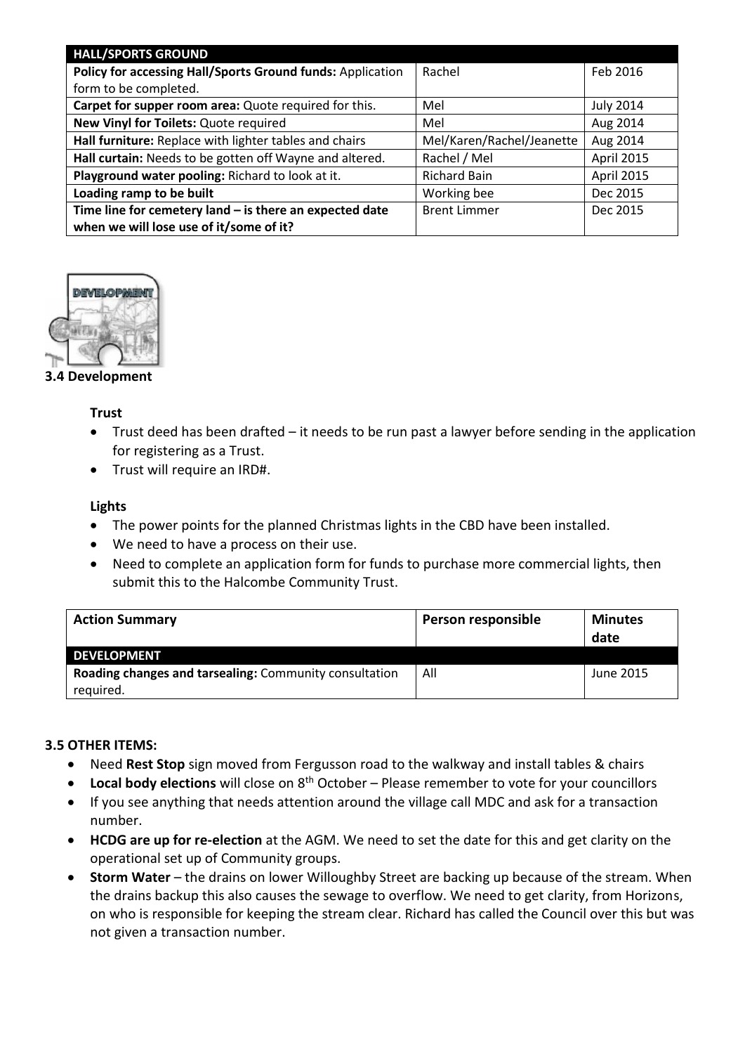| HALL/SPORTS GROUND | | |
|---|---|---|
| **Policy for accessing Hall/Sports Ground funds:** Application form to be completed. | Rachel | Feb 2016 |
| **Carpet for supper room area:** Quote required for this. | Mel | July 2014 |
| **New Vinyl for Toilets:** Quote required | Mel | Aug 2014 |
| **Hall furniture:** Replace with lighter tables and chairs | Mel/Karen/Rachel/Jeanette | Aug 2014 |
| **Hall curtain:** Needs to be gotten off Wayne and altered. | Rachel / Mel | April 2015 |
| **Playground water pooling:** Richard to look at it. | Richard Bain | April 2015 |
| **Loading ramp to be built** | Working bee | Dec 2015 |
| **Time line for cemetery land – is there an expected date when we will lose use of it/some of it?** | Brent Limmer | Dec 2015 |

### 3.4 Development

**Trust**

- Trust deed has been drafted – it needs to be run past a lawyer before sending in the application for registering as a Trust.
- Trust will require an IRD#.

**Lights**

- The power points for the planned Christmas lights in the CBD have been installed.
- We need to have a process on their use.
- Need to complete an application form for funds to purchase more commercial lights, then submit this to the Halcombe Community Trust.

| Action Summary | Person responsible | Minutes date |
|---|---|---|
| **DEVELOPMENT** | | |
| **Roading changes and tarsealing:** Community consultation required. | All | June 2015 |

### 3.5 OTHER ITEMS:

- Need **Rest Stop** sign moved from Fergusson road to the walkway and install tables & chairs
- **Local body elections** will close on 8th October – Please remember to vote for your councillors
- If you see anything that needs attention around the village call MDC and ask for a transaction number.
- **HCDG are up for re-election** at the AGM. We need to set the date for this and get clarity on the operational set up of Community groups.
- **Storm Water** – the drains on lower Willoughby Street are backing up because of the stream. When the drains backup this also causes the sewage to overflow. We need to get clarity, from Horizons, on who is responsible for keeping the stream clear. Richard has called the Council over this but was not given a transaction number.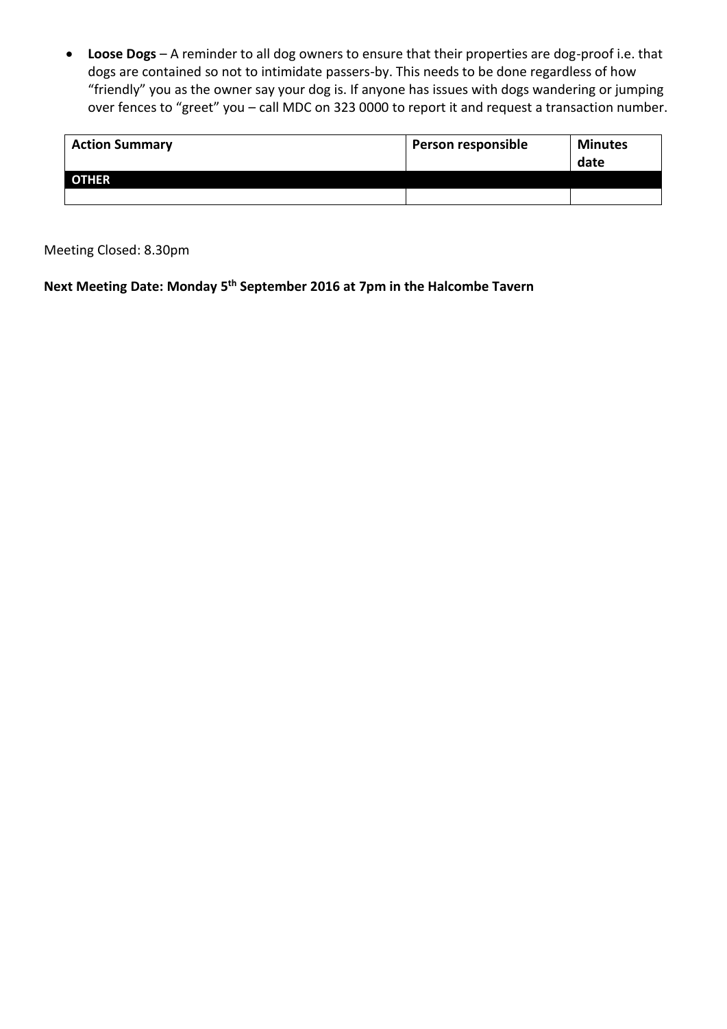- **Loose Dogs** – A reminder to all dog owners to ensure that their properties are dog-proof i.e. that dogs are contained so not to intimidate passers-by. This needs to be done regardless of how "friendly" you as the owner say your dog is. If anyone has issues with dogs wandering or jumping over fences to "greet" you – call MDC on 323 0000 to report it and request a transaction number.

| Action Summary | Person responsible | Minutes date |
|---|---|---|
| **OTHER** | | |
| | | |

Meeting Closed: 8.30pm

**Next Meeting Date: Monday 5th September 2016 at 7pm in the Halcombe Tavern**